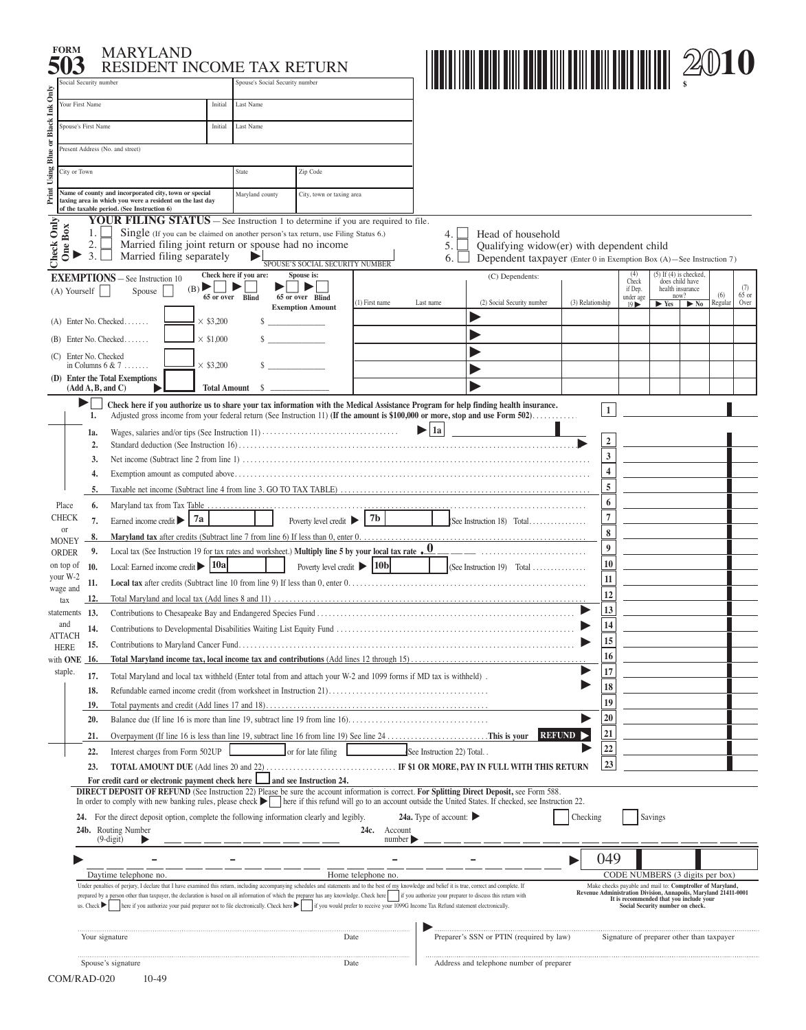# FORM 503 MARYLAND RESIDENT INCOME TAX RETURN

**2010**

$

Print Using Blue or Black Ink Only

| Social Security number | | Spouse's Social Security number | |
|---|---|---|---|
| Your First Name | Initial | Last Name | |
| Spouse's First Name | Initial | Last Name | |
| Present Address (No. and street) | | | |
| City or Town | | State | Zip Code |
| **Name of county and incorporated city, town or special taxing area in which you were a resident on the last day of the taxable period. (See Instruction 6)** | | Maryland county | City, town or taxing area |

## YOUR FILING STATUS — See Instruction 1 to determine if you are required to file.

Check Only One Box

1. ☐ Single (If you can be claimed on another person's tax return, use Filing Status 6.)
2. ☐ Married filing joint return or spouse had no income
3. ☐ Married filing separately ▶ SPOUSE'S SOCIAL SECURITY NUMBER
4. ☐ Head of household
5. ☐ Qualifying widow(er) with dependent child
6. ☐ Dependent taxpayer (Enter 0 in Exemption Box (A)—See Instruction 7)

## EXEMPTIONS — See Instruction 10

(A) Yourself ☐ Spouse ☐

(B) Check here if you are: ☐ 65 or over ☐ Blind — Spouse is: ☐ 65 or over ☐ Blind

| | Number | | Exemption Amount |
|---|---|---|---|
| (A) Enter No. Checked ....... | | × $3,200 | $ |
| (B) Enter No. Checked ....... | | × $1,000 | $ |
| (C) Enter No. Checked in Columns 6 & 7 ....... | | × $3,200 | $ |
| **(D) Enter the Total Exemptions (Add A, B, and C)** | | **Total Amount** | $ |

(C) Dependents:

| (1) First name | Last name | (2) Social Security number | (3) Relationship | (4) Check if Dep. under age 19 | (5) If (4) is checked, does child have health insurance now? Yes | No | (6) Regular | (7) 65 or Over |
|---|---|---|---|---|---|---|---|---|
| | | | | | | | | |
| | | | | | | | | |
| | | | | | | | | |
| | | | | | | | | |

☐ Check here if you authorize us to share your tax information with the Medical Assistance Program for help finding health insurance.

Place CHECK or MONEY ORDER on top of your W-2 wage and tax statements and ATTACH HERE with ONE staple.

| Line | Description | Box |
|---|---|---|
| 1. | Adjusted gross income from your federal return (See Instruction 11) (**If the amount is $100,000 or more, stop and use Form 502**) | 1 |
| 1a. | Wages, salaries and/or tips (See Instruction 11) | 1a |
| 2. | Standard deduction (See Instruction 16) | 2 |
| 3. | Net income (Subtract line 2 from line 1) | 3 |
| 4. | Exemption amount as computed above | 4 |
| 5. | Taxable net income (Subtract line 4 from line 3. GO TO TAX TABLE) | 5 |
| 6. | Maryland tax from Tax Table | 6 |
| 7. | Earned income credit ▶ 7a ___ Poverty level credit ▶ 7b ___ (See Instruction 18) Total | 7 |
| 8. | **Maryland tax** after credits (Subtract line 7 from line 6) If less than 0, enter 0. | 8 |
| 9. | Local tax (See Instruction 19 for tax rates and worksheet.) **Multiply line 5 by your local tax rate .0___** | 9 |
| 10. | Local: Earned income credit ▶ 10a ___ Poverty level credit ▶ 10b ___ (See Instruction 19) Total | 10 |
| 11. | **Local tax** after credits (Subtract line 10 from line 9) If less than 0, enter 0. | 11 |
| 12. | Total Maryland and local tax (Add lines 8 and 11) | 12 |
| 13. | Contributions to Chesapeake Bay and Endangered Species Fund | 13 |
| 14. | Contributions to Developmental Disabilities Waiting List Equity Fund | 14 |
| 15. | Contributions to Maryland Cancer Fund | 15 |
| 16. | **Total Maryland income tax, local income tax and contributions** (Add lines 12 through 15) | 16 |
| 17. | Total Maryland and local tax withheld (Enter total from and attach your W-2 and 1099 forms if MD tax is withheld) | 17 |
| 18. | Refundable earned income credit (from worksheet in Instruction 21) | 18 |
| 19. | Total payments and credit (Add lines 17 and 18) | 19 |
| 20. | Balance due (If line 16 is more than line 19, subtract line 19 from line 16) | 20 |
| 21. | Overpayment (If line 16 is less than line 19, subtract line 16 from line 19) See line 24 ......... **This is your REFUND** | 21 |
| 22. | Interest charges from Form 502UP ___ or for late filing ___ (See Instruction 22) Total | 22 |
| 23. | **TOTAL AMOUNT DUE** (Add lines 20 and 22) ......... **IF $1 OR MORE, PAY IN FULL WITH THIS RETURN** | 23 |

**For credit card or electronic payment check here** ☐ **and see Instruction 24.**

**DIRECT DEPOSIT OF REFUND** (See Instruction 22) Please be sure the account information is correct. **For Splitting Direct Deposit,** see Form 588.
In order to comply with new banking rules, please check ▶ ☐ here if this refund will go to an account outside the United States. If checked, see Instruction 22.

24. For the direct deposit option, complete the following information clearly and legibly. **24a.** Type of account: ▶ ☐ Checking ☐ Savings

**24b.** Routing Number (9-digit) ▶ ___ **24c.** Account number ▶ ___

▶ Daytime telephone no. — Home telephone no. — ▶ 049 CODE NUMBERS (3 digits per box)

Under penalties of perjury, I declare that I have examined this return, including accompanying schedules and statements and to the best of my knowledge and belief it is true, correct and complete. If prepared by a person other than taxpayer, the declaration is based on all information of which the preparer has any knowledge. Check here ☐ if you authorize your preparer to discuss this return with us. Check ▶ ☐ here if you authorize your paid preparer not to file electronically. Check here ▶ ☐ if you would prefer to receive your 1099G Income Tax Refund statement electronically.

Make checks payable and mail to: **Comptroller of Maryland, Revenue Administration Division, Annapolis, Maryland 21411-0001**
**It is recommended that you include your Social Security number on check.**

Your signature — Date

Spouse's signature — Date

▶ Preparer's SSN or PTIN (required by law) — Signature of preparer other than taxpayer

Address and telephone number of preparer

COM/RAD-020 10-49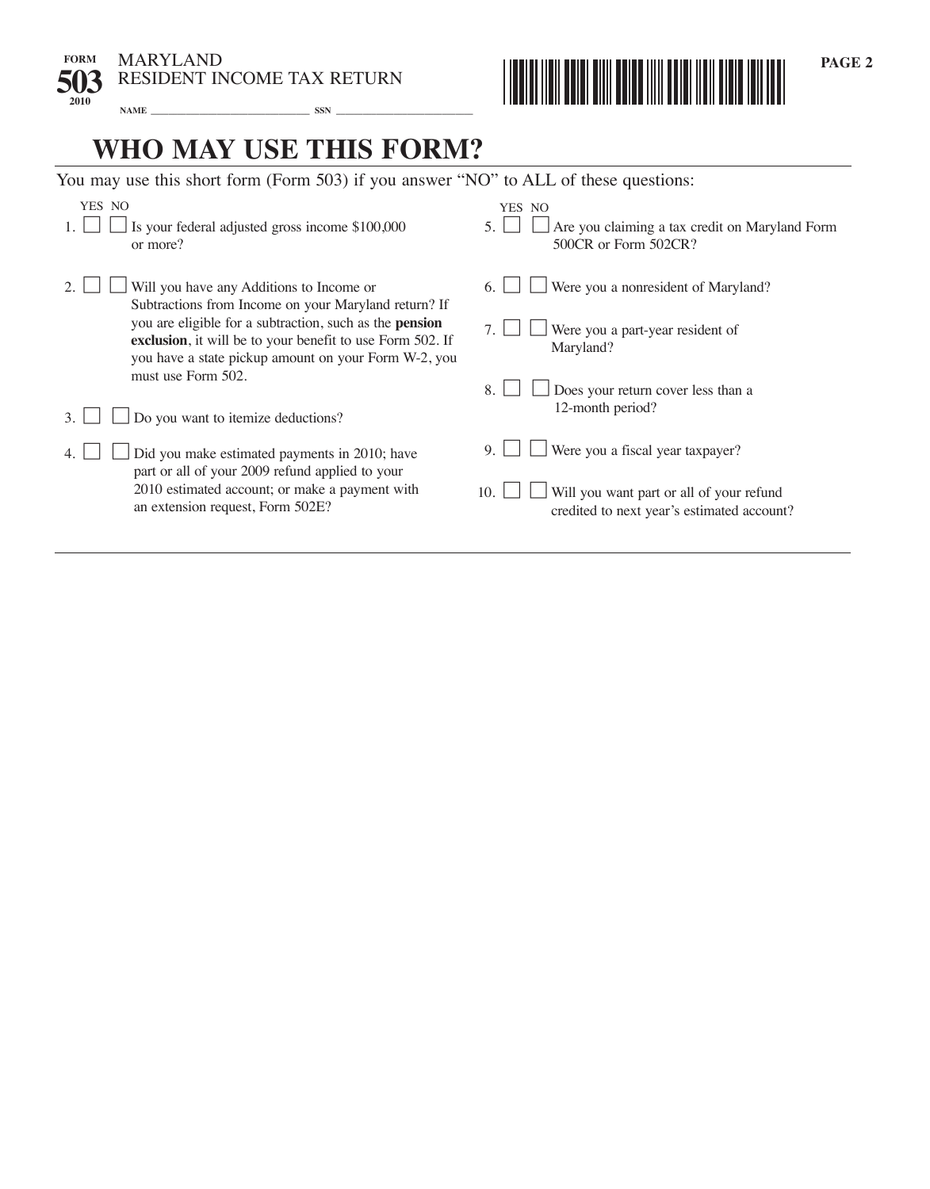FORM 503 2010 MARYLAND RESIDENT INCOME TAX RETURN

NAME ____________________ SSN ____________________

# WHO MAY USE THIS FORM?

You may use this short form (Form 503) if you answer "NO" to ALL of these questions:

| YES | NO | Question |
|---|---|---|
| ☐ | ☐ | 1. Is your federal adjusted gross income $100,000 or more? |
| ☐ | ☐ | 2. Will you have any Additions to Income or Subtractions from Income on your Maryland return? If you are eligible for a subtraction, such as the **pension exclusion**, it will be to your benefit to use Form 502. If you have a state pickup amount on your Form W-2, you must use Form 502. |
| ☐ | ☐ | 3. Do you want to itemize deductions? |
| ☐ | ☐ | 4. Did you make estimated payments in 2010; have part or all of your 2009 refund applied to your 2010 estimated account; or make a payment with an extension request, Form 502E? |
| ☐ | ☐ | 5. Are you claiming a tax credit on Maryland Form 500CR or Form 502CR? |
| ☐ | ☐ | 6. Were you a nonresident of Maryland? |
| ☐ | ☐ | 7. Were you a part-year resident of Maryland? |
| ☐ | ☐ | 8. Does your return cover less than a 12-month period? |
| ☐ | ☐ | 9. Were you a fiscal year taxpayer? |
| ☐ | ☐ | 10. Will you want part or all of your refund credited to next year's estimated account? |